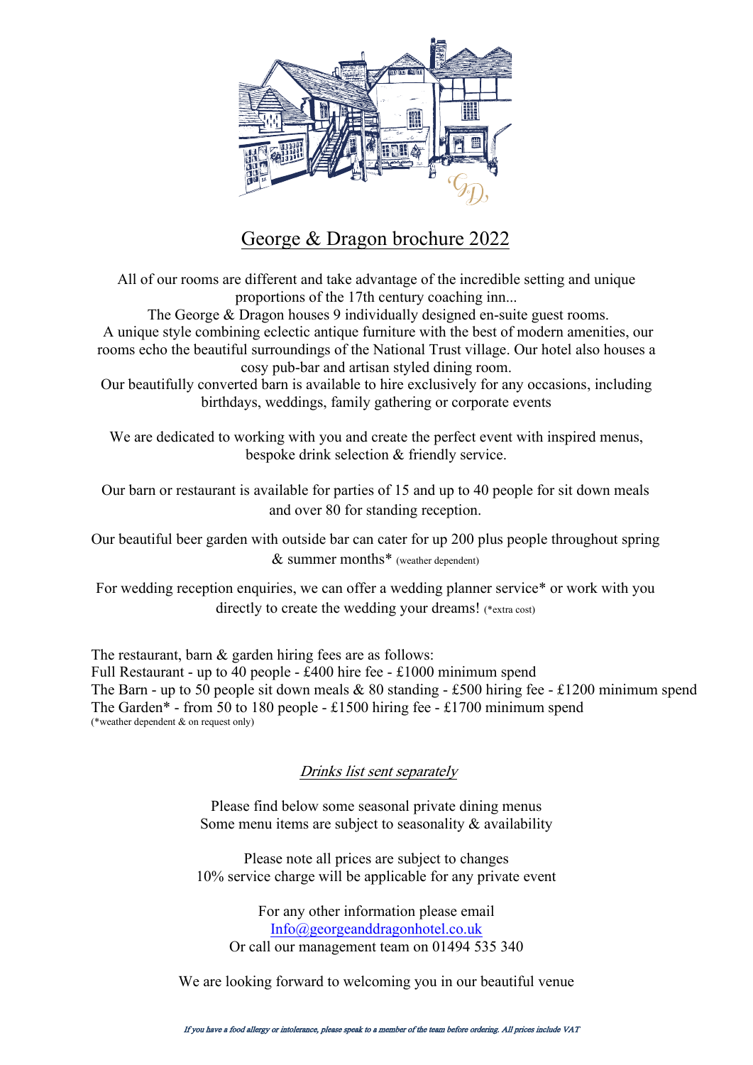# George & Dragon brochure 2022

All of our rooms are different and take advantage of the incredible setting and unique proportions of the 17th century coaching inn...
The George & Dragon houses 9 individually designed en-suite guest rooms.
A unique style combining eclectic antique furniture with the best of modern amenities, our rooms echo the beautiful surroundings of the National Trust village. Our hotel also houses a cosy pub-bar and artisan styled dining room.
Our beautifully converted barn is available to hire exclusively for any occasions, including birthdays, weddings, family gathering or corporate events

We are dedicated to working with you and create the perfect event with inspired menus, bespoke drink selection & friendly service.

Our barn or restaurant is available for parties of 15 and up to 40 people for sit down meals and over 80 for standing reception.

Our beautiful beer garden with outside bar can cater for up 200 plus people throughout spring & summer months* (weather dependent)

For wedding reception enquiries, we can offer a wedding planner service* or work with you directly to create the wedding your dreams! (*extra cost)

The restaurant, barn & garden hiring fees are as follows:
Full Restaurant - up to 40 people - £400 hire fee - £1000 minimum spend
The Barn - up to 50 people sit down meals & 80 standing - £500 hiring fee - £1200 minimum spend
The Garden* - from 50 to 180 people - £1500 hiring fee - £1700 minimum spend
(*weather dependent & on request only)

*Drinks list sent separately*

Please find below some seasonal private dining menus
Some menu items are subject to seasonality & availability

Please note all prices are subject to changes
10% service charge will be applicable for any private event

For any other information please email
Info@georgeanddragonhotel.co.uk
Or call our management team on 01494 535 340

We are looking forward to welcoming you in our beautiful venue

*If you have a food allergy or intolerance, please speak to a member of the team before ordering. All prices include VAT*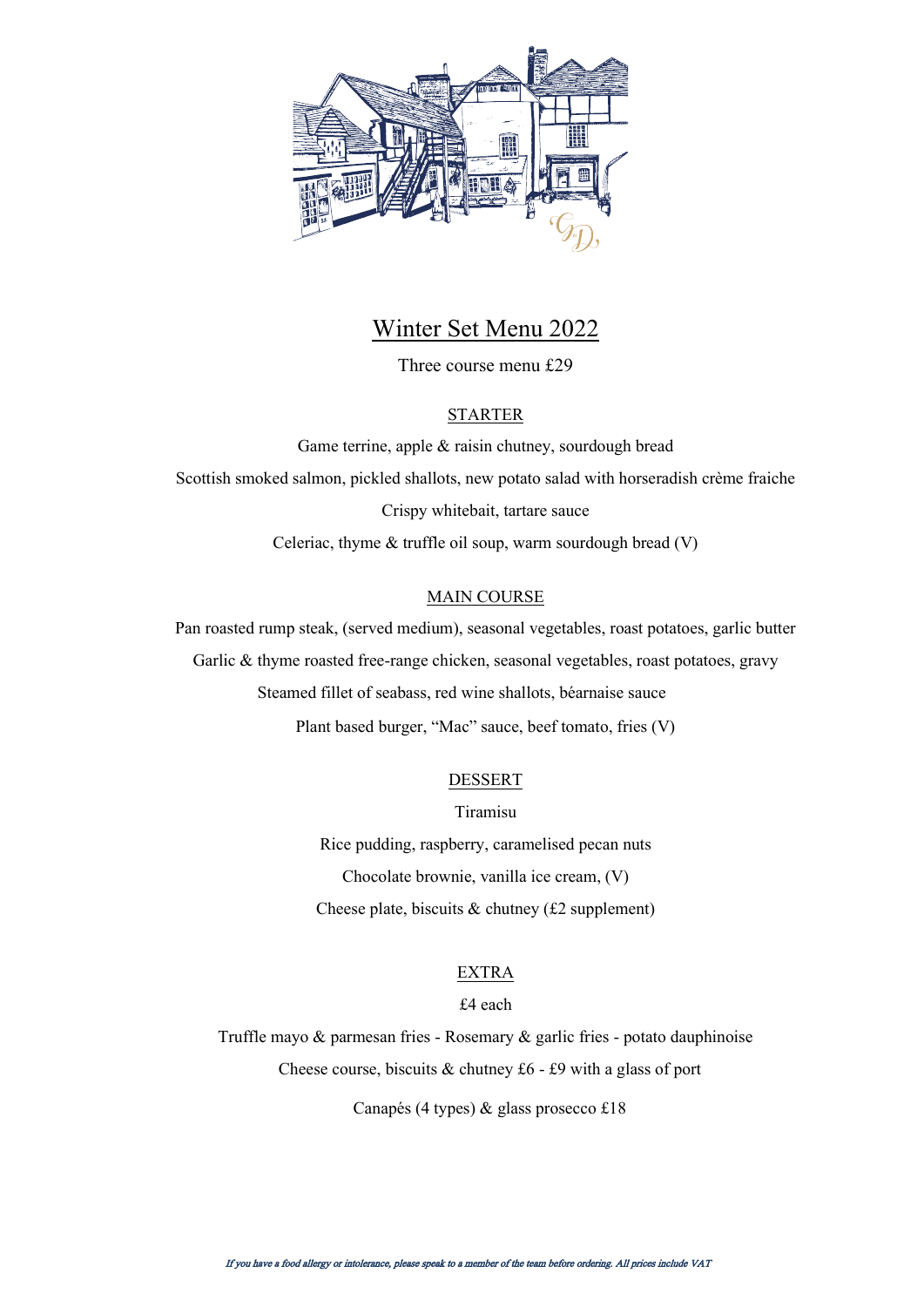# Winter Set Menu 2022

Three course menu £29

## STARTER

Game terrine, apple & raisin chutney, sourdough bread

Scottish smoked salmon, pickled shallots, new potato salad with horseradish crème fraiche

Crispy whitebait, tartare sauce

Celeriac, thyme & truffle oil soup, warm sourdough bread (V)

## MAIN COURSE

Pan roasted rump steak, (served medium), seasonal vegetables, roast potatoes, garlic butter

Garlic & thyme roasted free-range chicken, seasonal vegetables, roast potatoes, gravy

Steamed fillet of seabass, red wine shallots, béarnaise sauce

Plant based burger, "Mac" sauce, beef tomato, fries (V)

## DESSERT

Tiramisu

Rice pudding, raspberry, caramelised pecan nuts

Chocolate brownie, vanilla ice cream, (V)

Cheese plate, biscuits & chutney (£2 supplement)

## EXTRA

£4 each

Truffle mayo & parmesan fries - Rosemary & garlic fries - potato dauphinoise

Cheese course, biscuits & chutney £6 - £9 with a glass of port

Canapés (4 types) & glass prosecco £18

*If you have a food allergy or intolerance, please speak to a member of the team before ordering. All prices include VAT*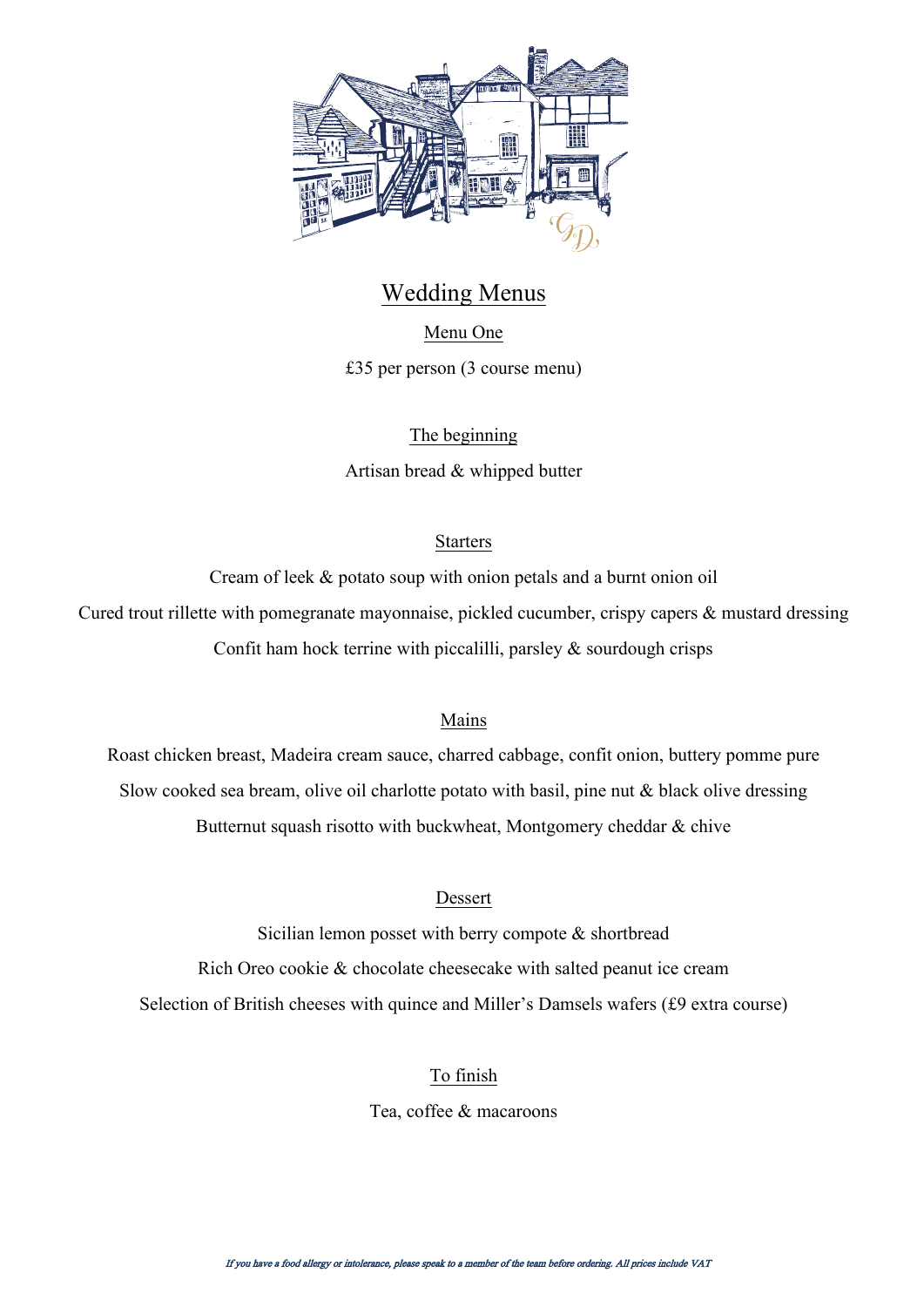# Wedding Menus

## Menu One

£35 per person (3 course menu)

### The beginning

Artisan bread & whipped butter

### Starters

Cream of leek & potato soup with onion petals and a burnt onion oil

Cured trout rillette with pomegranate mayonnaise, pickled cucumber, crispy capers & mustard dressing

Confit ham hock terrine with piccalilli, parsley & sourdough crisps

### Mains

Roast chicken breast, Madeira cream sauce, charred cabbage, confit onion, buttery pomme pure

Slow cooked sea bream, olive oil charlotte potato with basil, pine nut & black olive dressing

Butternut squash risotto with buckwheat, Montgomery cheddar & chive

### Dessert

Sicilian lemon posset with berry compote & shortbread

Rich Oreo cookie & chocolate cheesecake with salted peanut ice cream

Selection of British cheeses with quince and Miller's Damsels wafers (£9 extra course)

### To finish

Tea, coffee & macaroons

*If you have a food allergy or intolerance, please speak to a member of the team before ordering. All prices include VAT*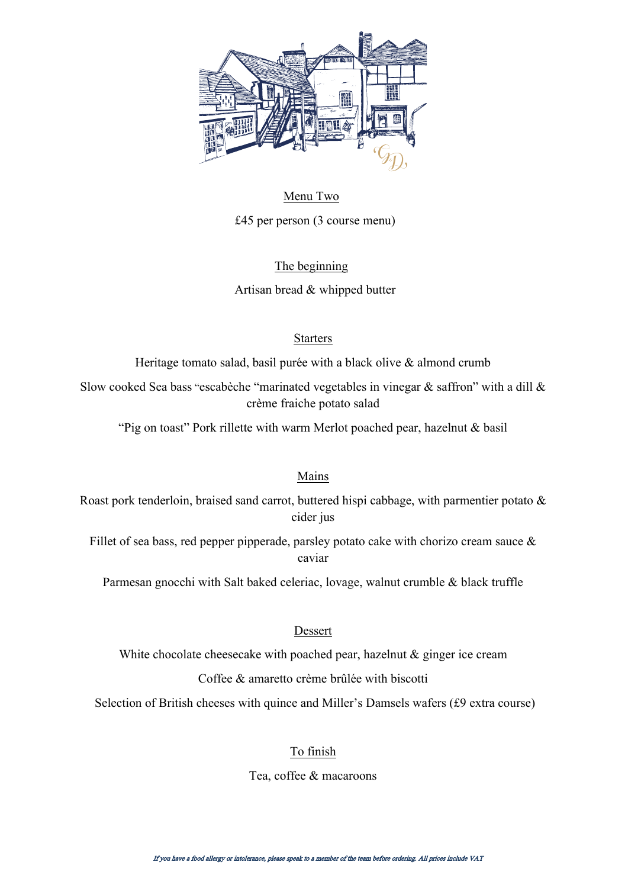## Menu Two

£45 per person (3 course menu)

### The beginning

Artisan bread & whipped butter

### Starters

Heritage tomato salad, basil purée with a black olive & almond crumb

Slow cooked Sea bass "escabèche "marinated vegetables in vinegar & saffron" with a dill & crème fraiche potato salad

"Pig on toast" Pork rillette with warm Merlot poached pear, hazelnut & basil

### Mains

Roast pork tenderloin, braised sand carrot, buttered hispi cabbage, with parmentier potato & cider jus

Fillet of sea bass, red pepper pipperade, parsley potato cake with chorizo cream sauce & caviar

Parmesan gnocchi with Salt baked celeriac, lovage, walnut crumble & black truffle

### Dessert

White chocolate cheesecake with poached pear, hazelnut & ginger ice cream

Coffee & amaretto crème brûlée with biscotti

Selection of British cheeses with quince and Miller's Damsels wafers (£9 extra course)

### To finish

Tea, coffee & macaroons

*If you have a food allergy or intolerance, please speak to a member of the team before ordering. All prices include VAT*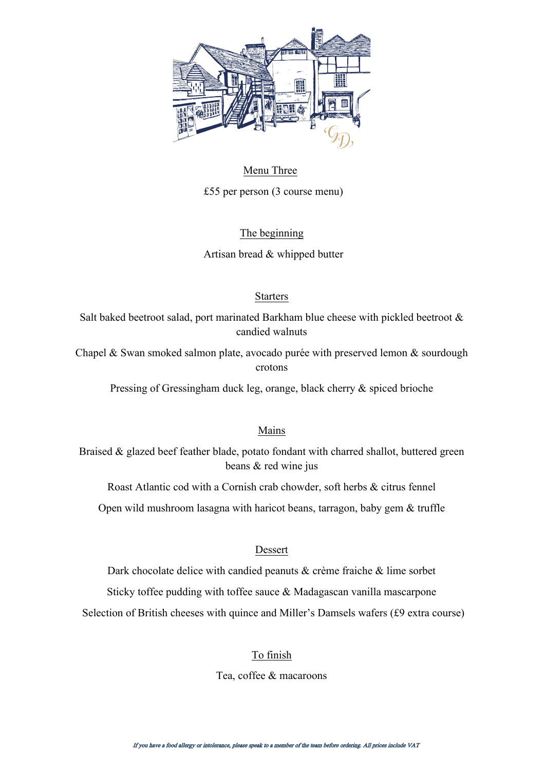## Menu Three

£55 per person (3 course menu)

### The beginning

Artisan bread & whipped butter

### Starters

Salt baked beetroot salad, port marinated Barkham blue cheese with pickled beetroot & candied walnuts

Chapel & Swan smoked salmon plate, avocado purée with preserved lemon & sourdough crotons

Pressing of Gressingham duck leg, orange, black cherry & spiced brioche

### Mains

Braised & glazed beef feather blade, potato fondant with charred shallot, buttered green beans & red wine jus

Roast Atlantic cod with a Cornish crab chowder, soft herbs & citrus fennel

Open wild mushroom lasagna with haricot beans, tarragon, baby gem & truffle

### Dessert

Dark chocolate delice with candied peanuts & crème fraiche & lime sorbet

Sticky toffee pudding with toffee sauce & Madagascan vanilla mascarpone

Selection of British cheeses with quince and Miller's Damsels wafers (£9 extra course)

### To finish

Tea, coffee & macaroons

*If you have a food allergy or intolerance, please speak to a member of the team before ordering. All prices include VAT*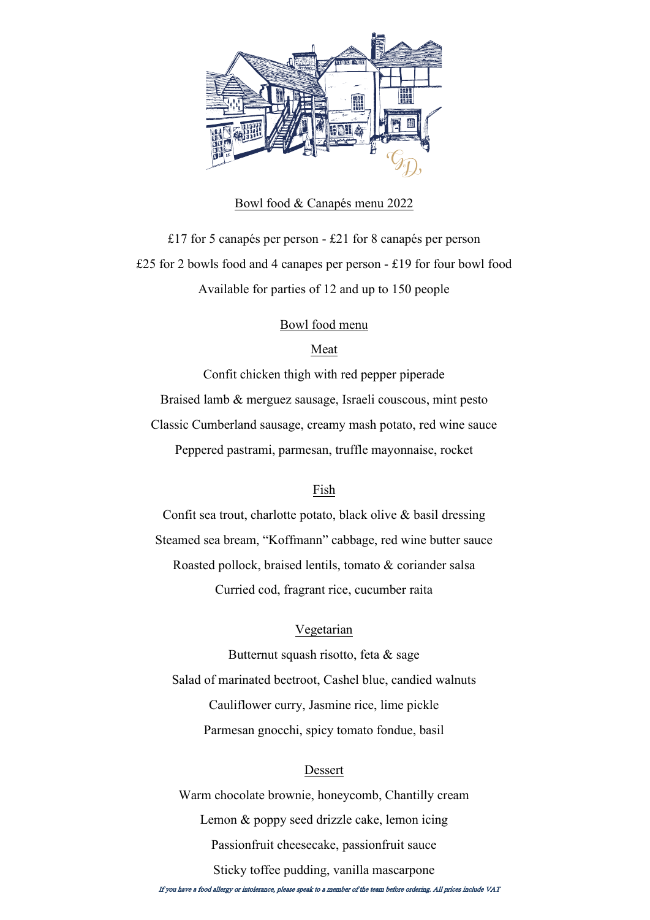## Bowl food & Canapés menu 2022

£17 for 5 canapés per person - £21 for 8 canapés per person

£25 for 2 bowls food and 4 canapes per person - £19 for four bowl food

Available for parties of 12 and up to 150 people

### Bowl food menu

#### Meat

Confit chicken thigh with red pepper piperade

Braised lamb & merguez sausage, Israeli couscous, mint pesto

Classic Cumberland sausage, creamy mash potato, red wine sauce

Peppered pastrami, parmesan, truffle mayonnaise, rocket

#### Fish

Confit sea trout, charlotte potato, black olive & basil dressing

Steamed sea bream, "Koffmann" cabbage, red wine butter sauce

Roasted pollock, braised lentils, tomato & coriander salsa

Curried cod, fragrant rice, cucumber raita

#### Vegetarian

Butternut squash risotto, feta & sage

Salad of marinated beetroot, Cashel blue, candied walnuts

Cauliflower curry, Jasmine rice, lime pickle

Parmesan gnocchi, spicy tomato fondue, basil

#### Dessert

Warm chocolate brownie, honeycomb, Chantilly cream

Lemon & poppy seed drizzle cake, lemon icing

Passionfruit cheesecake, passionfruit sauce

Sticky toffee pudding, vanilla mascarpone

*If you have a food allergy or intolerance, please speak to a member of the team before ordering. All prices include VAT*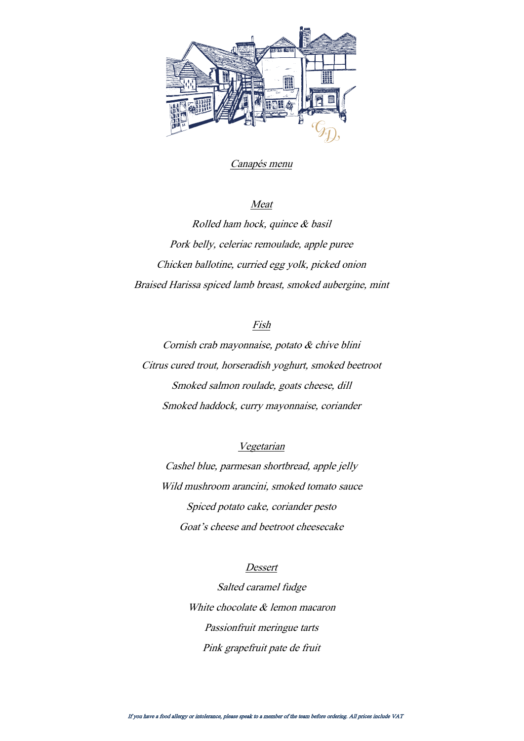## *Canapés menu*

### *Meat*

*Rolled ham hock, quince & basil*

*Pork belly, celeriac remoulade, apple puree*

*Chicken ballotine, curried egg yolk, picked onion*

*Braised Harissa spiced lamb breast, smoked aubergine, mint*

### *Fish*

*Cornish crab mayonnaise, potato & chive blini*

*Citrus cured trout, horseradish yoghurt, smoked beetroot*

*Smoked salmon roulade, goats cheese, dill*

*Smoked haddock, curry mayonnaise, coriander*

### *Vegetarian*

*Cashel blue, parmesan shortbread, apple jelly*

*Wild mushroom arancini, smoked tomato sauce*

*Spiced potato cake, coriander pesto*

*Goat's cheese and beetroot cheesecake*

### *Dessert*

*Salted caramel fudge*

*White chocolate & lemon macaron*

*Passionfruit meringue tarts*

*Pink grapefruit pate de fruit*

*If you have a food allergy or intolerance, please speak to a member of the team before ordering. All prices include VAT*